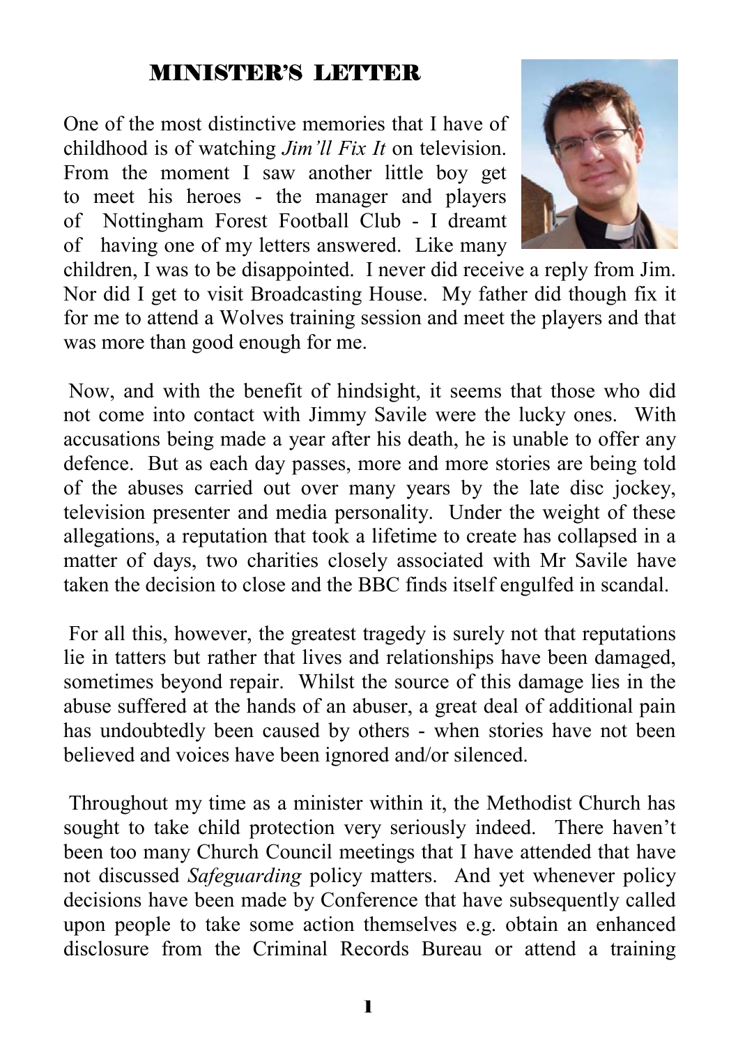## MINISTER'S LETTER

One of the most distinctive memories that I have of childhood is of watching *Jim'll Fix It* on television. From the moment I saw another little boy get to meet his heroes - the manager and players of Nottingham Forest Football Club - I dreamt of having one of my letters answered. Like many children, I was to be disappointed. I never did receive a reply from Jim. Nor did I get to visit Broadcasting House. My father did though fix it for me to attend a Wolves training session and meet the players and that was more than good enough for me.

Now, and with the benefit of hindsight, it seems that those who did not come into contact with Jimmy Savile were the lucky ones. With accusations being made a year after his death, he is unable to offer any defence. But as each day passes, more and more stories are being told of the abuses carried out over many years by the late disc jockey, television presenter and media personality. Under the weight of these allegations, a reputation that took a lifetime to create has collapsed in a matter of days, two charities closely associated with Mr Savile have taken the decision to close and the BBC finds itself engulfed in scandal.

For all this, however, the greatest tragedy is surely not that reputations lie in tatters but rather that lives and relationships have been damaged, sometimes beyond repair. Whilst the source of this damage lies in the abuse suffered at the hands of an abuser, a great deal of additional pain has undoubtedly been caused by others - when stories have not been believed and voices have been ignored and/or silenced.

Throughout my time as a minister within it, the Methodist Church has sought to take child protection very seriously indeed. There haven't been too many Church Council meetings that I have attended that have not discussed *Safeguarding* policy matters. And yet whenever policy decisions have been made by Conference that have subsequently called upon people to take some action themselves e.g. obtain an enhanced disclosure from the Criminal Records Bureau or attend a training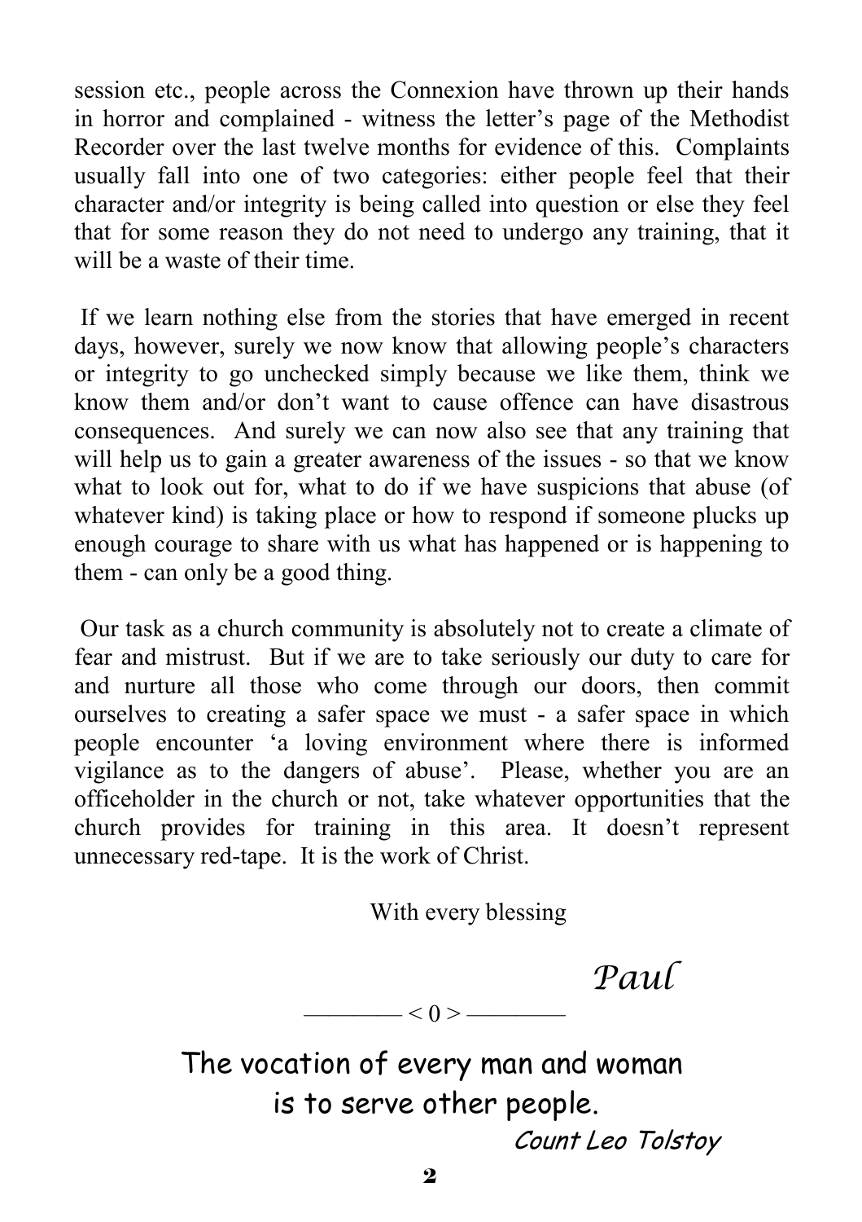session etc., people across the Connexion have thrown up their hands in horror and complained - witness the letter's page of the Methodist Recorder over the last twelve months for evidence of this. Complaints usually fall into one of two categories: either people feel that their character and/or integrity is being called into question or else they feel that for some reason they do not need to undergo any training, that it will be a waste of their time.

If we learn nothing else from the stories that have emerged in recent days, however, surely we now know that allowing people's characters or integrity to go unchecked simply because we like them, think we know them and/or don't want to cause offence can have disastrous consequences. And surely we can now also see that any training that will help us to gain a greater awareness of the issues - so that we know what to look out for, what to do if we have suspicions that abuse (of whatever kind) is taking place or how to respond if someone plucks up enough courage to share with us what has happened or is happening to them - can only be a good thing.

Our task as a church community is absolutely not to create a climate of fear and mistrust. But if we are to take seriously our duty to care for and nurture all those who come through our doors, then commit ourselves to creating a safer space we must - a safer space in which people encounter 'a loving environment where there is informed vigilance as to the dangers of abuse'. Please, whether you are an officeholder in the church or not, take whatever opportunities that the church provides for training in this area. It doesn't represent unnecessary red-tape. It is the work of Christ.

With every blessing

*Paul*

———— < 0 > ————

The vocation of every man and woman is to serve other people.

*Count Leo Tolstoy*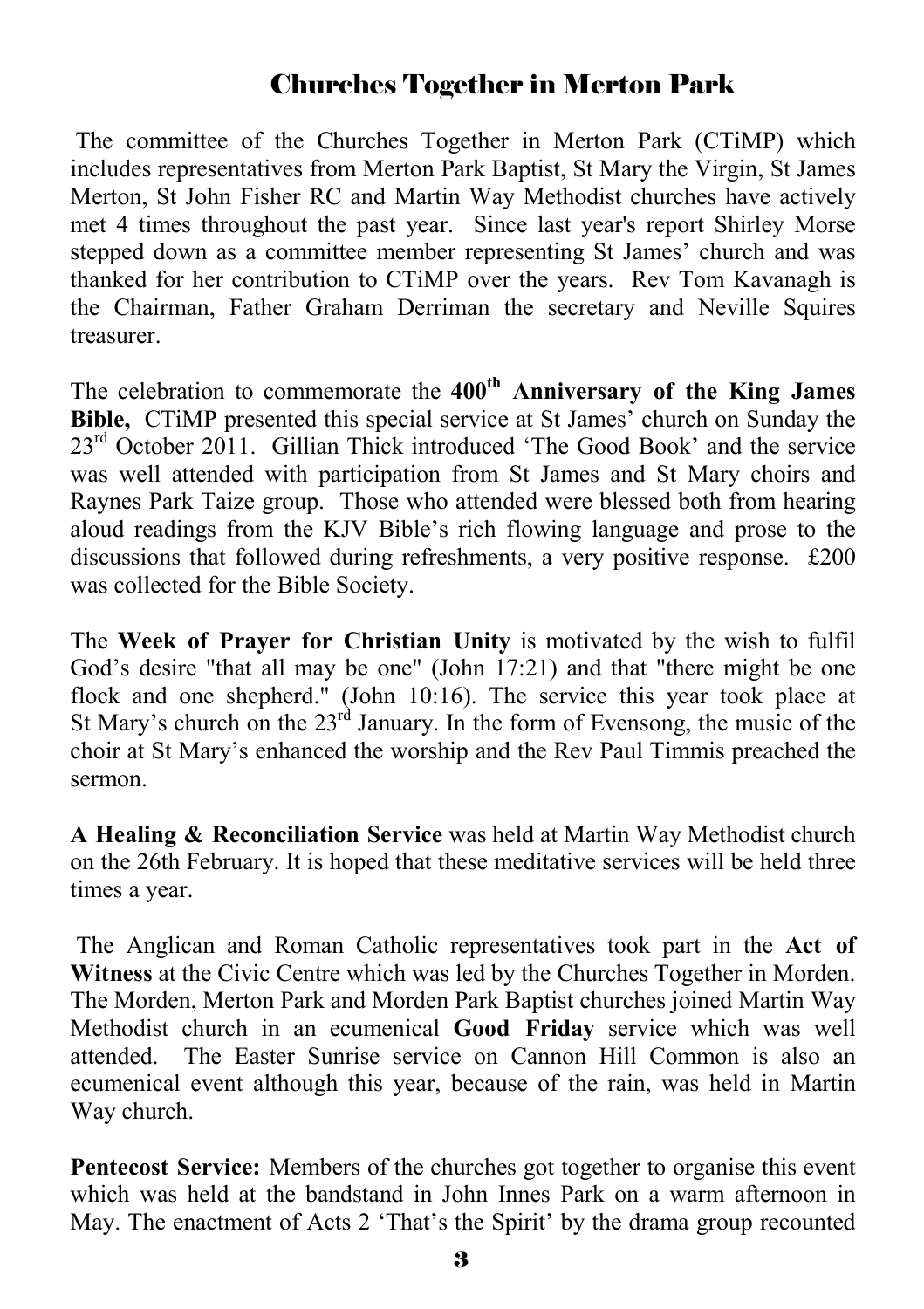## Churches Together in Merton Park

The committee of the Churches Together in Merton Park (CTiMP) which includes representatives from Merton Park Baptist, St Mary the Virgin, St James Merton, St John Fisher RC and Martin Way Methodist churches have actively met 4 times throughout the past year. Since last year's report Shirley Morse stepped down as a committee member representing St James' church and was thanked for her contribution to CTiMP over the years. Rev Tom Kavanagh is the Chairman, Father Graham Derriman the secretary and Neville Squires treasurer.

The celebration to commemorate the **400th Anniversary of the King James Bible,** CTiMP presented this special service at St James' church on Sunday the 23rd October 2011. Gillian Thick introduced 'The Good Book' and the service was well attended with participation from St James and St Mary choirs and Raynes Park Taize group. Those who attended were blessed both from hearing aloud readings from the KJV Bible's rich flowing language and prose to the discussions that followed during refreshments, a very positive response. £200 was collected for the Bible Society.

The **Week of Prayer for Christian Unity** is motivated by the wish to fulfil God's desire "that all may be one" (John 17:21) and that "there might be one flock and one shepherd." (John 10:16). The service this year took place at St Mary's church on the 23rd January. In the form of Evensong, the music of the choir at St Mary's enhanced the worship and the Rev Paul Timmis preached the sermon.

**A Healing & Reconciliation Service** was held at Martin Way Methodist church on the 26th February. It is hoped that these meditative services will be held three times a year.

The Anglican and Roman Catholic representatives took part in the **Act of Witness** at the Civic Centre which was led by the Churches Together in Morden. The Morden, Merton Park and Morden Park Baptist churches joined Martin Way Methodist church in an ecumenical **Good Friday** service which was well attended. The Easter Sunrise service on Cannon Hill Common is also an ecumenical event although this year, because of the rain, was held in Martin Way church.

**Pentecost Service:** Members of the churches got together to organise this event which was held at the bandstand in John Innes Park on a warm afternoon in May. The enactment of Acts 2 'That's the Spirit' by the drama group recounted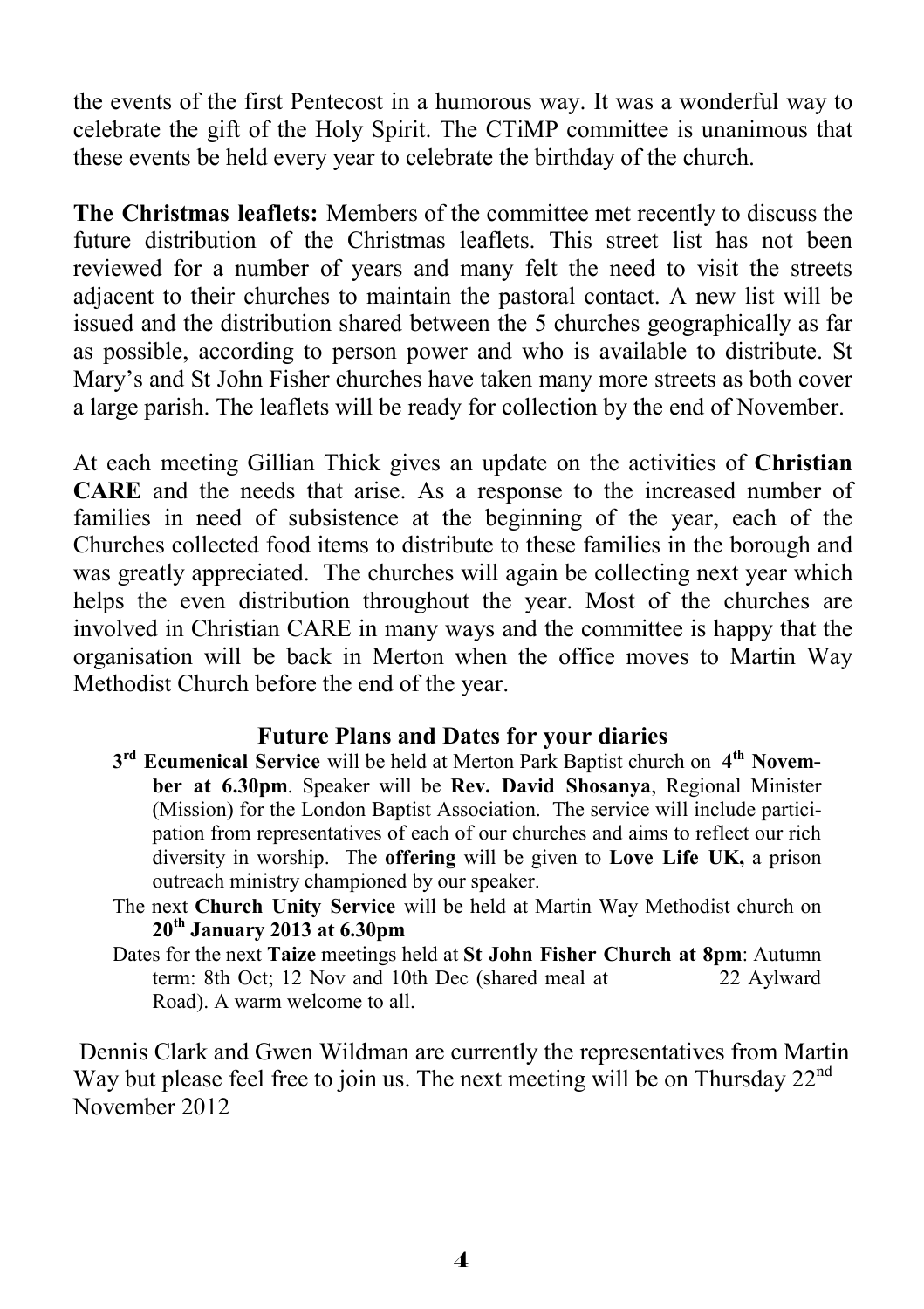the events of the first Pentecost in a humorous way. It was a wonderful way to celebrate the gift of the Holy Spirit. The CTiMP committee is unanimous that these events be held every year to celebrate the birthday of the church.

**The Christmas leaflets:** Members of the committee met recently to discuss the future distribution of the Christmas leaflets. This street list has not been reviewed for a number of years and many felt the need to visit the streets adjacent to their churches to maintain the pastoral contact. A new list will be issued and the distribution shared between the 5 churches geographically as far as possible, according to person power and who is available to distribute. St Mary's and St John Fisher churches have taken many more streets as both cover a large parish. The leaflets will be ready for collection by the end of November.

At each meeting Gillian Thick gives an update on the activities of **Christian CARE** and the needs that arise. As a response to the increased number of families in need of subsistence at the beginning of the year, each of the Churches collected food items to distribute to these families in the borough and was greatly appreciated. The churches will again be collecting next year which helps the even distribution throughout the year. Most of the churches are involved in Christian CARE in many ways and the committee is happy that the organisation will be back in Merton when the office moves to Martin Way Methodist Church before the end of the year.

### Future Plans and Dates for your diaries

**3rd Ecumenical Service** will be held at Merton Park Baptist church on **4th November at 6.30pm**. Speaker will be **Rev. David Shosanya**, Regional Minister (Mission) for the London Baptist Association. The service will include participation from representatives of each of our churches and aims to reflect our rich diversity in worship. The **offering** will be given to **Love Life UK,** a prison outreach ministry championed by our speaker.

The next **Church Unity Service** will be held at Martin Way Methodist church on **20th January 2013 at 6.30pm**

Dates for the next **Taize** meetings held at **St John Fisher Church at 8pm**: Autumn term: 8th Oct; 12 Nov and 10th Dec (shared meal at 22 Aylward Road). A warm welcome to all.

Dennis Clark and Gwen Wildman are currently the representatives from Martin Way but please feel free to join us. The next meeting will be on Thursday 22nd November 2012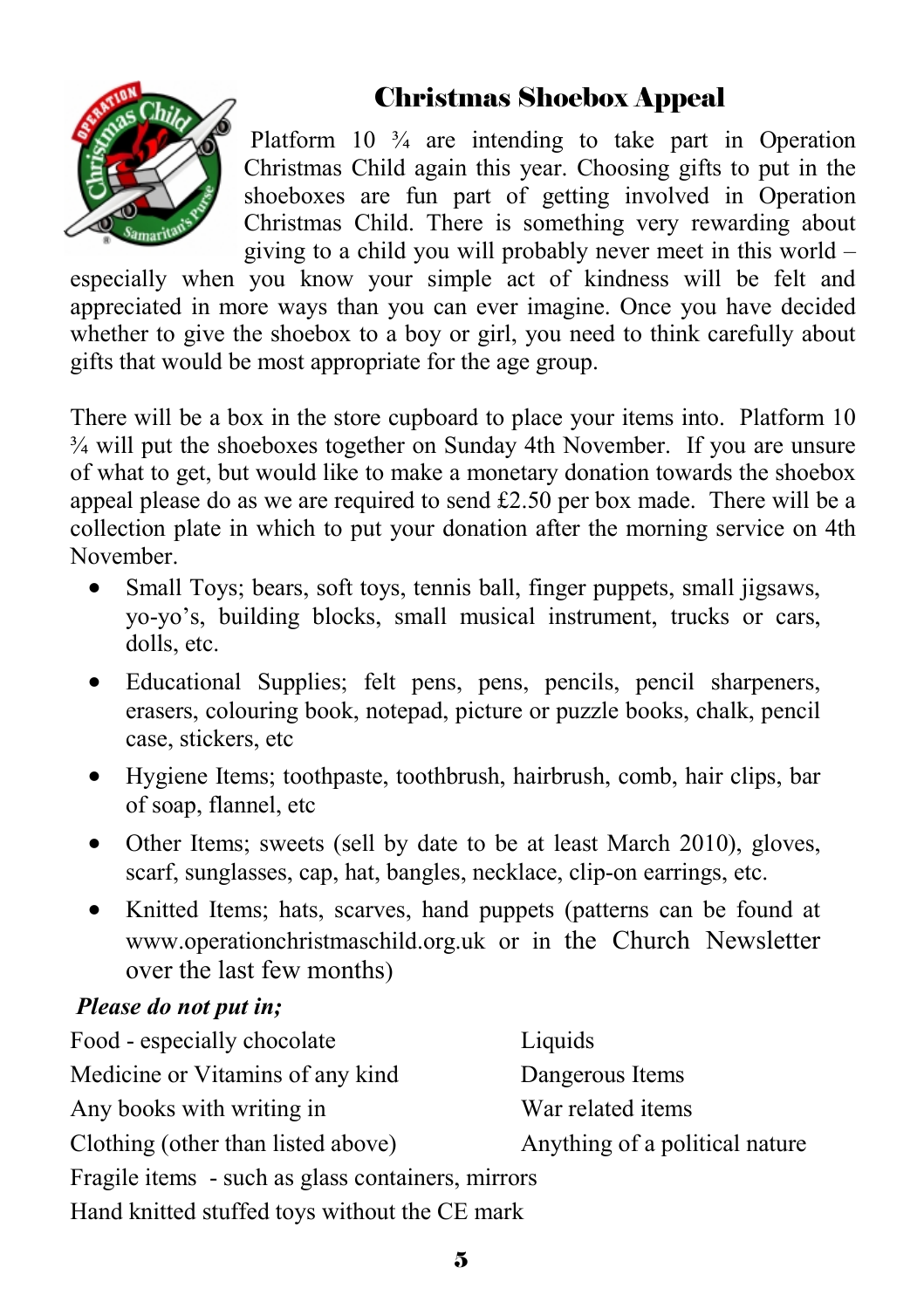## Christmas Shoebox Appeal

Platform 10 ¾ are intending to take part in Operation Christmas Child again this year. Choosing gifts to put in the shoeboxes are fun part of getting involved in Operation Christmas Child. There is something very rewarding about giving to a child you will probably never meet in this world – especially when you know your simple act of kindness will be felt and appreciated in more ways than you can ever imagine. Once you have decided whether to give the shoebox to a boy or girl, you need to think carefully about gifts that would be most appropriate for the age group.

There will be a box in the store cupboard to place your items into. Platform 10 ¾ will put the shoeboxes together on Sunday 4th November. If you are unsure of what to get, but would like to make a monetary donation towards the shoebox appeal please do as we are required to send £2.50 per box made. There will be a collection plate in which to put your donation after the morning service on 4th November.

- Small Toys; bears, soft toys, tennis ball, finger puppets, small jigsaws, yo-yo's, building blocks, small musical instrument, trucks or cars, dolls, etc.
- Educational Supplies; felt pens, pens, pencils, pencil sharpeners, erasers, colouring book, notepad, picture or puzzle books, chalk, pencil case, stickers, etc
- Hygiene Items; toothpaste, toothbrush, hairbrush, comb, hair clips, bar of soap, flannel, etc
- Other Items; sweets (sell by date to be at least March 2010), gloves, scarf, sunglasses, cap, hat, bangles, necklace, clip-on earrings, etc.
- Knitted Items; hats, scarves, hand puppets (patterns can be found at www.operationchristmaschild.org.uk or in the Church Newsletter over the last few months)

***Please do not put in;***

Food - especially chocolate
Medicine or Vitamins of any kind
Any books with writing in
Clothing (other than listed above)
Liquids
Dangerous Items
War related items
Anything of a political nature
Fragile items - such as glass containers, mirrors
Hand knitted stuffed toys without the CE mark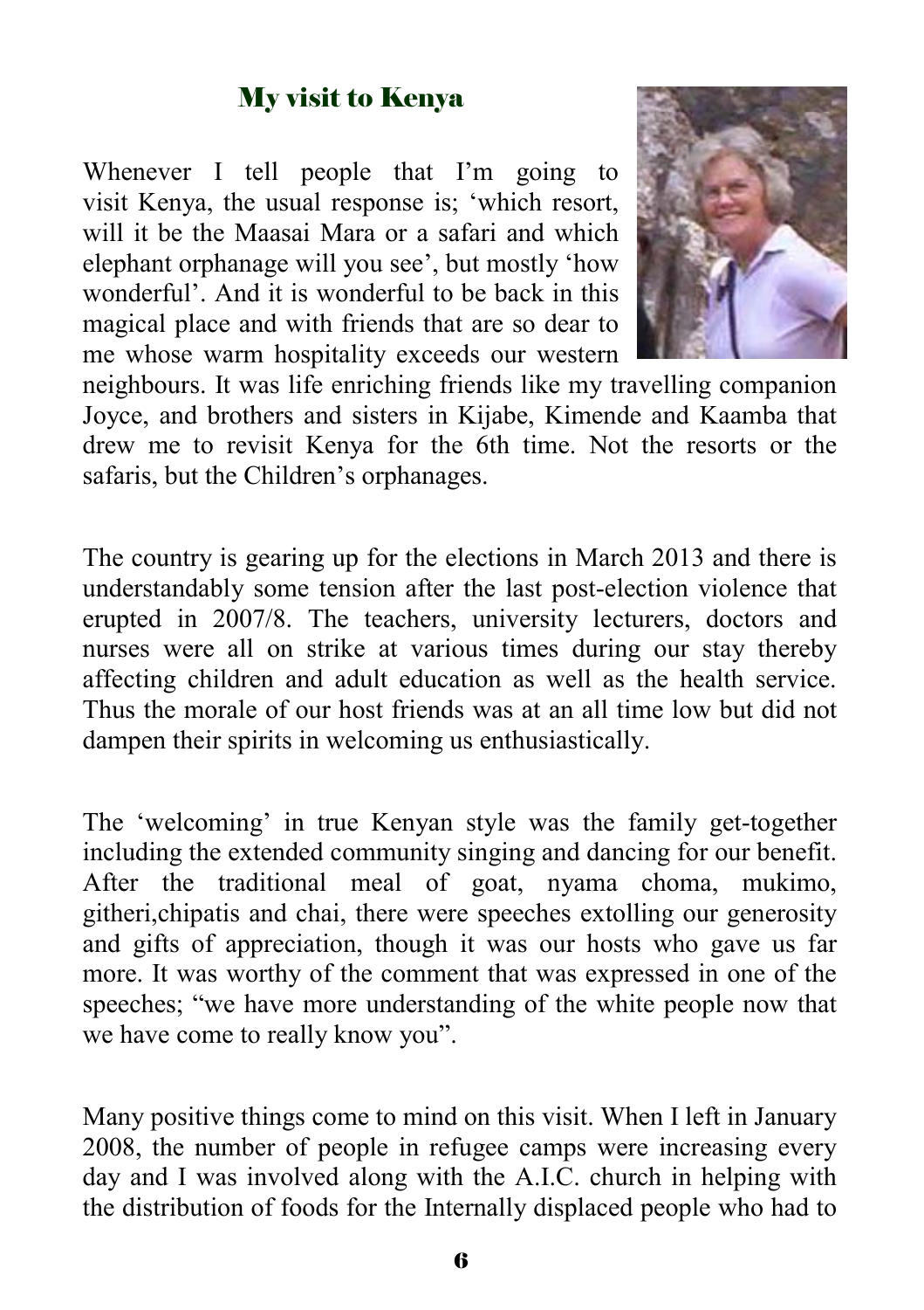## My visit to Kenya

Whenever I tell people that I'm going to visit Kenya, the usual response is; 'which resort, will it be the Maasai Mara or a safari and which elephant orphanage will you see', but mostly 'how wonderful'. And it is wonderful to be back in this magical place and with friends that are so dear to me whose warm hospitality exceeds our western neighbours. It was life enriching friends like my travelling companion Joyce, and brothers and sisters in Kijabe, Kimende and Kaamba that drew me to revisit Kenya for the 6th time. Not the resorts or the safaris, but the Children's orphanages.

The country is gearing up for the elections in March 2013 and there is understandably some tension after the last post-election violence that erupted in 2007/8. The teachers, university lecturers, doctors and nurses were all on strike at various times during our stay thereby affecting children and adult education as well as the health service. Thus the morale of our host friends was at an all time low but did not dampen their spirits in welcoming us enthusiastically.

The 'welcoming' in true Kenyan style was the family get-together including the extended community singing and dancing for our benefit. After the traditional meal of goat, nyama choma, mukimo, githeri,chipatis and chai, there were speeches extolling our generosity and gifts of appreciation, though it was our hosts who gave us far more. It was worthy of the comment that was expressed in one of the speeches; "we have more understanding of the white people now that we have come to really know you".

Many positive things come to mind on this visit. When I left in January 2008, the number of people in refugee camps were increasing every day and I was involved along with the A.I.C. church in helping with the distribution of foods for the Internally displaced people who had to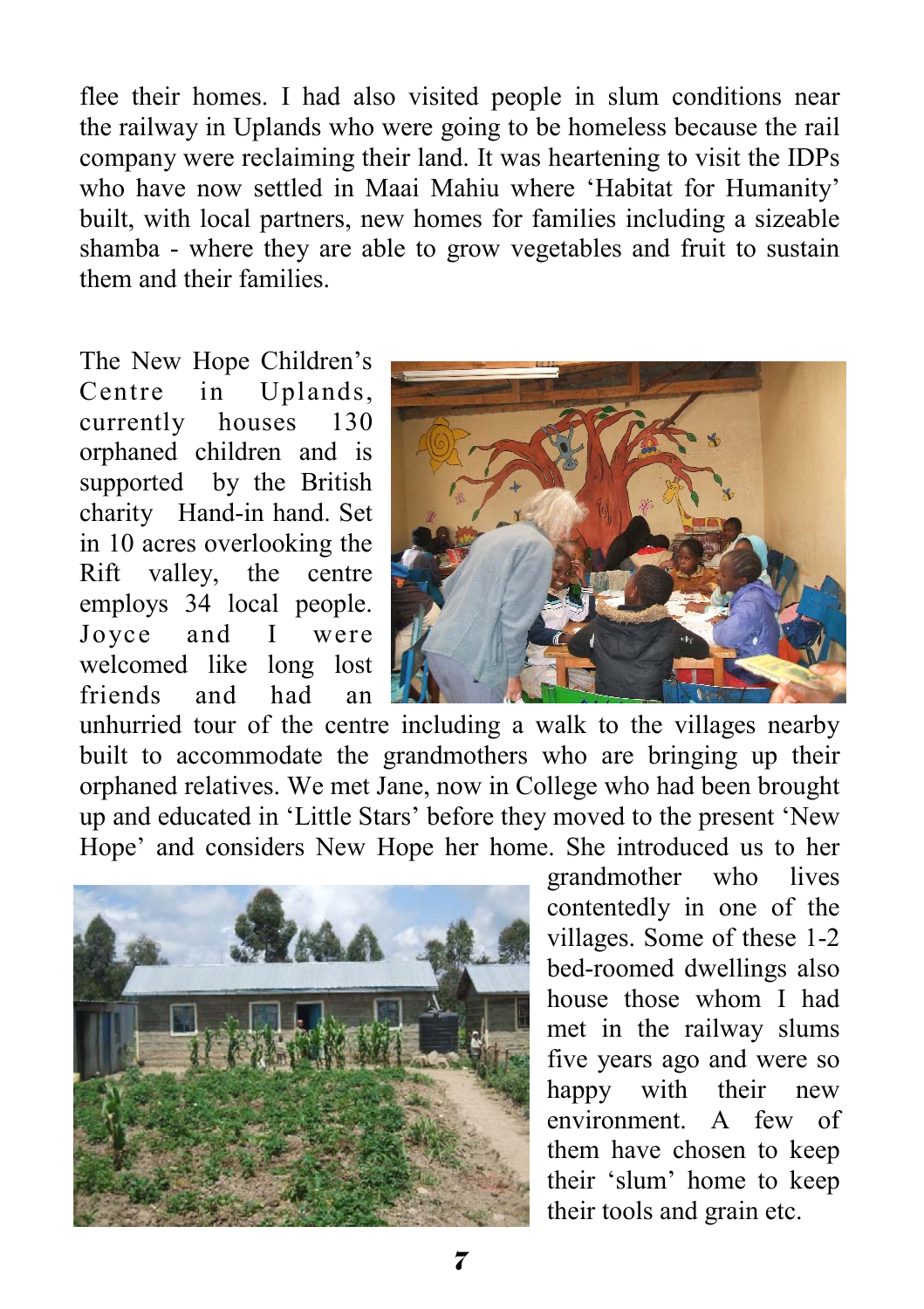flee their homes. I had also visited people in slum conditions near the railway in Uplands who were going to be homeless because the rail company were reclaiming their land. It was heartening to visit the IDPs who have now settled in Maai Mahiu where 'Habitat for Humanity' built, with local partners, new homes for families including a sizeable shamba - where they are able to grow vegetables and fruit to sustain them and their families.

The New Hope Children's Centre in Uplands, currently houses 130 orphaned children and is supported by the British charity Hand-in hand. Set in 10 acres overlooking the Rift valley, the centre employs 34 local people. Joyce and I were welcomed like long lost friends and had an unhurried tour of the centre including a walk to the villages nearby built to accommodate the grandmothers who are bringing up their orphaned relatives. We met Jane, now in College who had been brought up and educated in 'Little Stars' before they moved to the present 'New Hope' and considers New Hope her home. She introduced us to her grandmother who lives contentedly in one of the villages. Some of these 1-2 bed-roomed dwellings also house those whom I had met in the railway slums five years ago and were so happy with their new environment. A few of them have chosen to keep their 'slum' home to keep their tools and grain etc.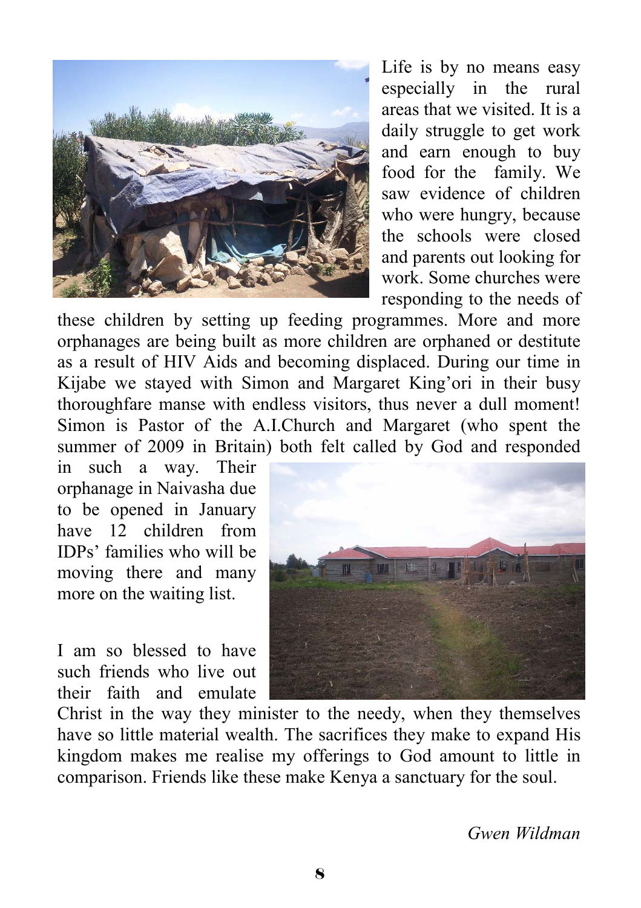Life is by no means easy especially in the rural areas that we visited. It is a daily struggle to get work and earn enough to buy food for the family. We saw evidence of children who were hungry, because the schools were closed and parents out looking for work. Some churches were responding to the needs of these children by setting up feeding programmes. More and more orphanages are being built as more children are orphaned or destitute as a result of HIV Aids and becoming displaced. During our time in Kijabe we stayed with Simon and Margaret King'ori in their busy thoroughfare manse with endless visitors, thus never a dull moment! Simon is Pastor of the A.I.Church and Margaret (who spent the summer of 2009 in Britain) both felt called by God and responded in such a way. Their orphanage in Naivasha due to be opened in January have 12 children from IDPs' families who will be moving there and many more on the waiting list.

I am so blessed to have such friends who live out their faith and emulate Christ in the way they minister to the needy, when they themselves have so little material wealth. The sacrifices they make to expand His kingdom makes me realise my offerings to God amount to little in comparison. Friends like these make Kenya a sanctuary for the soul.

*Gwen Wildman*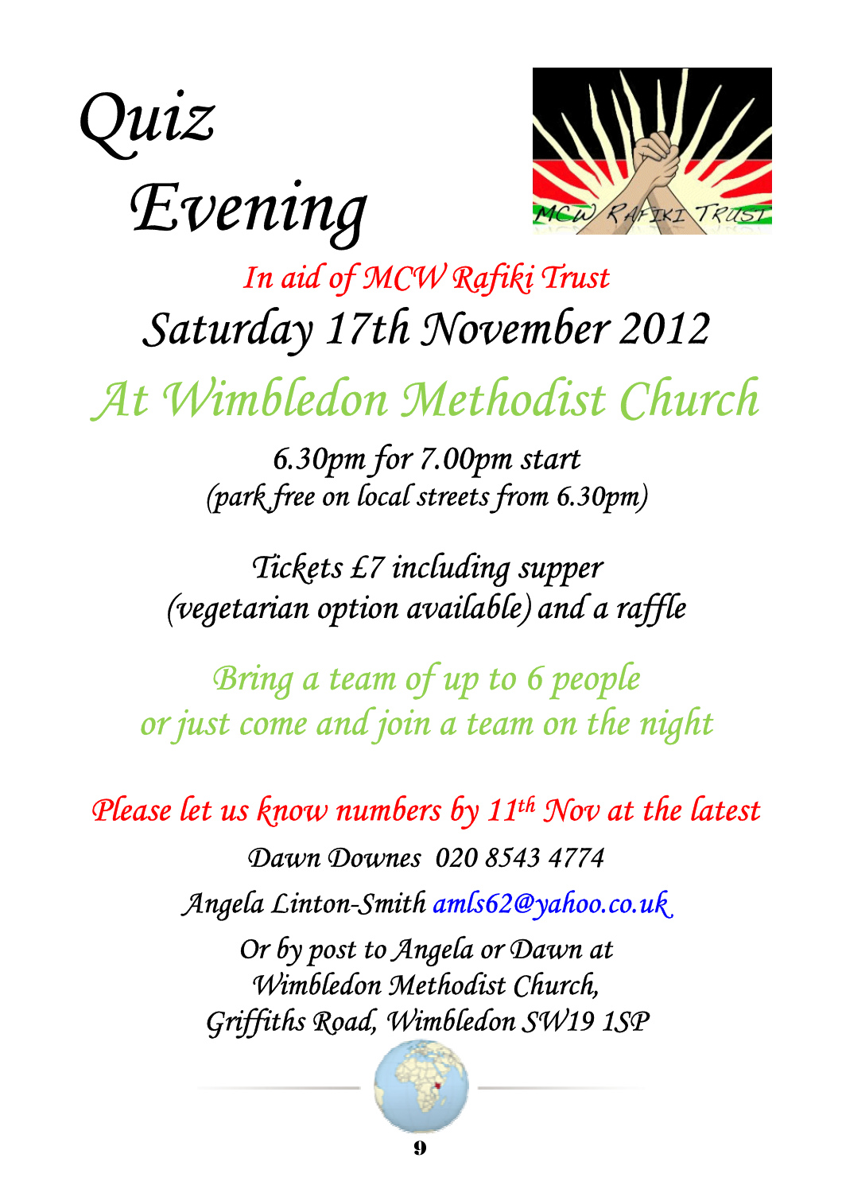# Quiz Evening

*In aid of MCW Rafiki Trust*

## Saturday 17th November 2012

## At Wimbledon Methodist Church

*6.30pm for 7.00pm start*
*(park free on local streets from 6.30pm)*

*Tickets £7 including supper*
*(vegetarian option available) and a raffle*

*Bring a team of up to 6 people*
*or just come and join a team on the night*

*Please let us know numbers by 11th Nov at the latest*

*Dawn Downes 020 8543 4774*

*Angela Linton-Smith amls62@yahoo.co.uk*

*Or by post to Angela or Dawn at*
*Wimbledon Methodist Church,*
*Griffiths Road, Wimbledon SW19 1SP*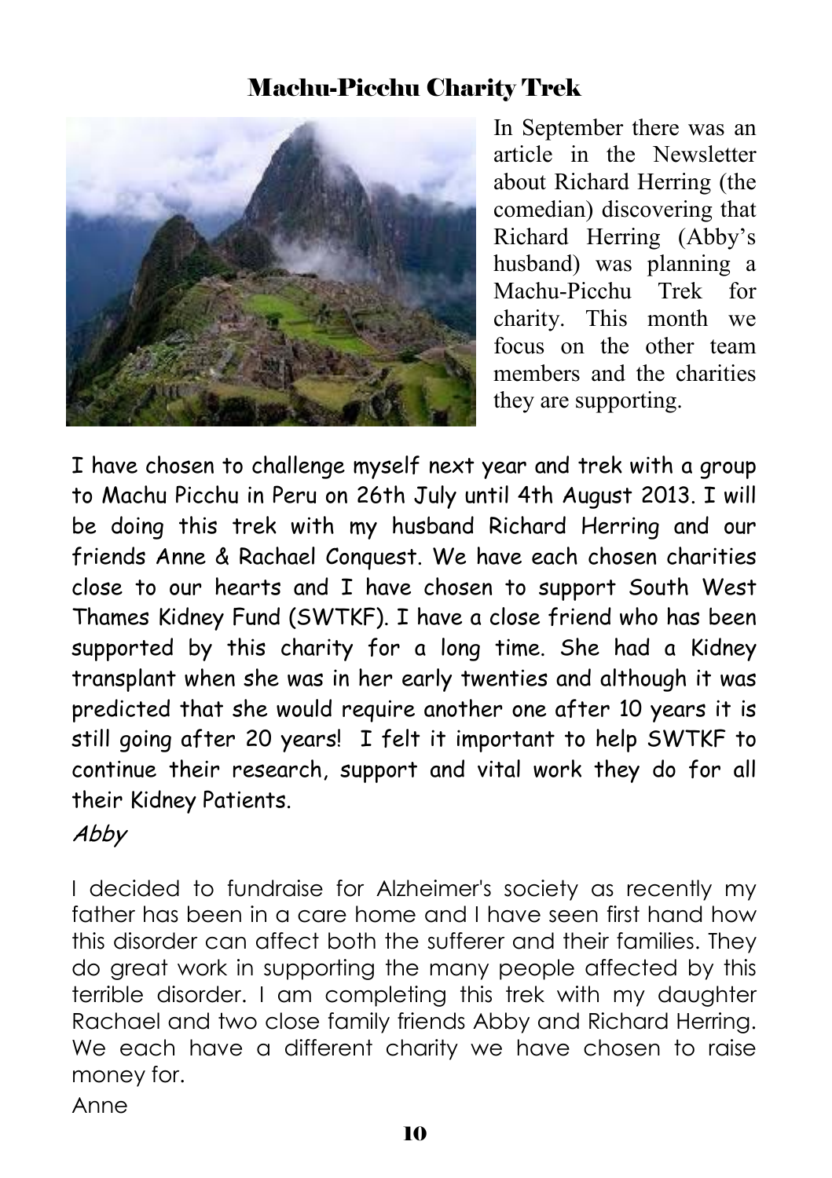# Machu-Picchu Charity Trek

In September there was an article in the Newsletter about Richard Herring (the comedian) discovering that Richard Herring (Abby's husband) was planning a Machu-Picchu Trek for charity. This month we focus on the other team members and the charities they are supporting.

I have chosen to challenge myself next year and trek with a group to Machu Picchu in Peru on 26th July until 4th August 2013. I will be doing this trek with my husband Richard Herring and our friends Anne & Rachael Conquest. We have each chosen charities close to our hearts and I have chosen to support South West Thames Kidney Fund (SWTKF). I have a close friend who has been supported by this charity for a long time. She had a Kidney transplant when she was in her early twenties and although it was predicted that she would require another one after 10 years it is still going after 20 years! I felt it important to help SWTKF to continue their research, support and vital work they do for all their Kidney Patients.

*Abby*

I decided to fundraise for Alzheimer's society as recently my father has been in a care home and I have seen first hand how this disorder can affect both the sufferer and their families. They do great work in supporting the many people affected by this terrible disorder. I am completing this trek with my daughter Rachael and two close family friends Abby and Richard Herring. We each have a different charity we have chosen to raise money for.

Anne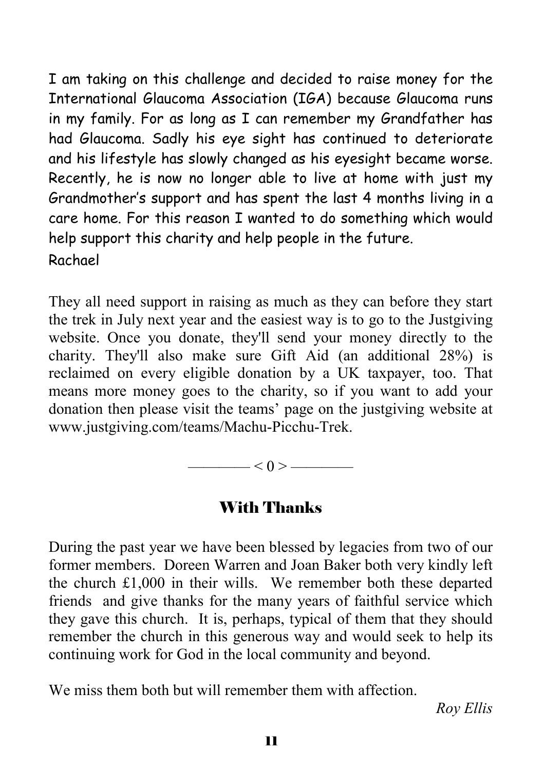I am taking on this challenge and decided to raise money for the International Glaucoma Association (IGA) because Glaucoma runs in my family. For as long as I can remember my Grandfather has had Glaucoma. Sadly his eye sight has continued to deteriorate and his lifestyle has slowly changed as his eyesight became worse. Recently, he is now no longer able to live at home with just my Grandmother's support and has spent the last 4 months living in a care home. For this reason I wanted to do something which would help support this charity and help people in the future.

Rachael

They all need support in raising as much as they can before they start the trek in July next year and the easiest way is to go to the Justgiving website. Once you donate, they'll send your money directly to the charity. They'll also make sure Gift Aid (an additional 28%) is reclaimed on every eligible donation by a UK taxpayer, too. That means more money goes to the charity, so if you want to add your donation then please visit the teams' page on the justgiving website at www.justgiving.com/teams/Machu-Picchu-Trek.

———— < 0 > ————

## With Thanks

During the past year we have been blessed by legacies from two of our former members. Doreen Warren and Joan Baker both very kindly left the church £1,000 in their wills. We remember both these departed friends and give thanks for the many years of faithful service which they gave this church. It is, perhaps, typical of them that they should remember the church in this generous way and would seek to help its continuing work for God in the local community and beyond.

We miss them both but will remember them with affection.

*Roy Ellis*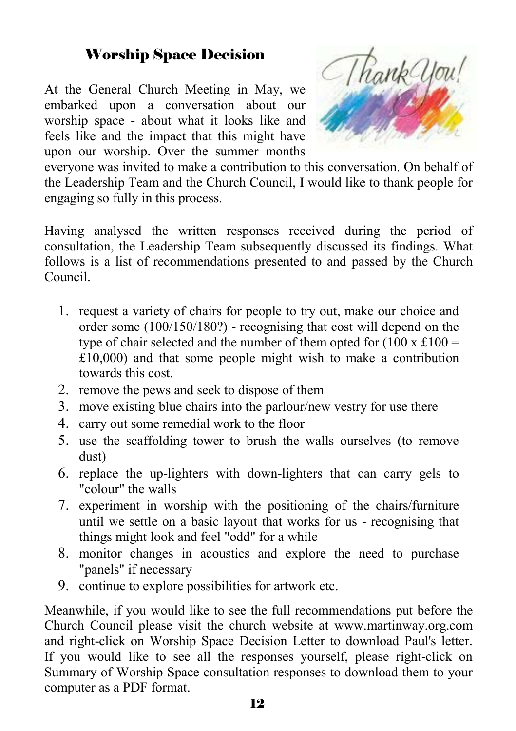## Worship Space Decision

At the General Church Meeting in May, we embarked upon a conversation about our worship space - about what it looks like and feels like and the impact that this might have upon our worship. Over the summer months everyone was invited to make a contribution to this conversation. On behalf of the Leadership Team and the Church Council, I would like to thank people for engaging so fully in this process.

Having analysed the written responses received during the period of consultation, the Leadership Team subsequently discussed its findings. What follows is a list of recommendations presented to and passed by the Church Council.

1. request a variety of chairs for people to try out, make our choice and order some (100/150/180?) - recognising that cost will depend on the type of chair selected and the number of them opted for (100 x £100 = £10,000) and that some people might wish to make a contribution towards this cost.
2. remove the pews and seek to dispose of them
3. move existing blue chairs into the parlour/new vestry for use there
4. carry out some remedial work to the floor
5. use the scaffolding tower to brush the walls ourselves (to remove dust)
6. replace the up-lighters with down-lighters that can carry gels to "colour" the walls
7. experiment in worship with the positioning of the chairs/furniture until we settle on a basic layout that works for us - recognising that things might look and feel "odd" for a while
8. monitor changes in acoustics and explore the need to purchase "panels" if necessary
9. continue to explore possibilities for artwork etc.

Meanwhile, if you would like to see the full recommendations put before the Church Council please visit the church website at www.martinway.org.com and right-click on Worship Space Decision Letter to download Paul's letter. If you would like to see all the responses yourself, please right-click on Summary of Worship Space consultation responses to download them to your computer as a PDF format.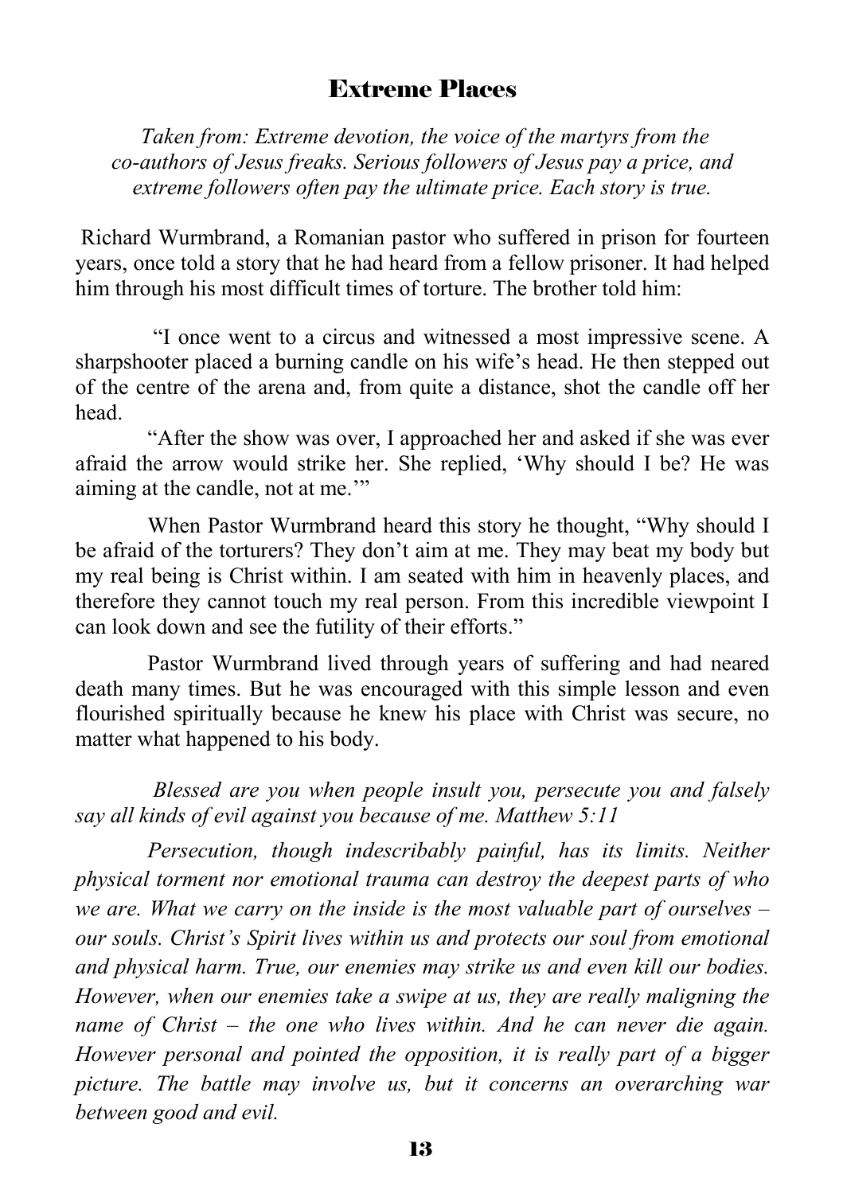## Extreme Places

*Taken from: Extreme devotion, the voice of the martyrs from the co-authors of Jesus freaks. Serious followers of Jesus pay a price, and extreme followers often pay the ultimate price. Each story is true.*

Richard Wurmbrand, a Romanian pastor who suffered in prison for fourteen years, once told a story that he had heard from a fellow prisoner. It had helped him through his most difficult times of torture. The brother told him:

"I once went to a circus and witnessed a most impressive scene. A sharpshooter placed a burning candle on his wife's head. He then stepped out of the centre of the arena and, from quite a distance, shot the candle off her head.

"After the show was over, I approached her and asked if she was ever afraid the arrow would strike her. She replied, 'Why should I be? He was aiming at the candle, not at me.'"

When Pastor Wurmbrand heard this story he thought, "Why should I be afraid of the torturers? They don't aim at me. They may beat my body but my real being is Christ within. I am seated with him in heavenly places, and therefore they cannot touch my real person. From this incredible viewpoint I can look down and see the futility of their efforts."

Pastor Wurmbrand lived through years of suffering and had neared death many times. But he was encouraged with this simple lesson and even flourished spiritually because he knew his place with Christ was secure, no matter what happened to his body.

*Blessed are you when people insult you, persecute you and falsely say all kinds of evil against you because of me. Matthew 5:11*

*Persecution, though indescribably painful, has its limits. Neither physical torment nor emotional trauma can destroy the deepest parts of who we are. What we carry on the inside is the most valuable part of ourselves – our souls. Christ's Spirit lives within us and protects our soul from emotional and physical harm. True, our enemies may strike us and even kill our bodies. However, when our enemies take a swipe at us, they are really maligning the name of Christ – the one who lives within. And he can never die again. However personal and pointed the opposition, it is really part of a bigger picture. The battle may involve us, but it concerns an overarching war between good and evil.*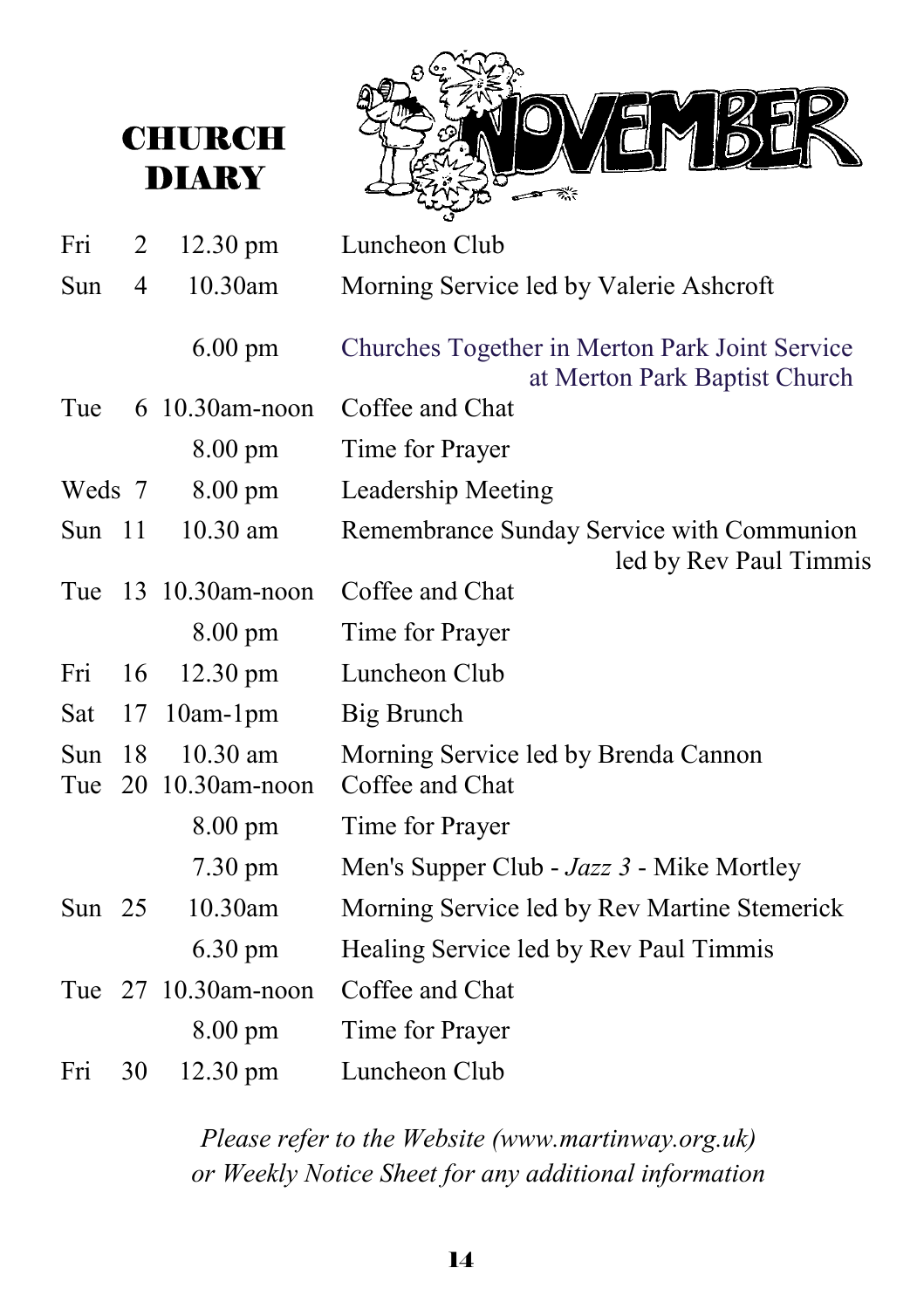# CHURCH DIARY

## NOVEMBER

| Day | Date | Time | Event |
|---|---|---|---|
| Fri | 2 | 12.30 pm | Luncheon Club |
| Sun | 4 | 10.30am | Morning Service led by Valerie Ashcroft |
| | | 6.00 pm | Churches Together in Merton Park Joint Service at Merton Park Baptist Church |
| Tue | 6 | 10.30am-noon | Coffee and Chat |
| | | 8.00 pm | Time for Prayer |
| Weds | 7 | 8.00 pm | Leadership Meeting |
| Sun | 11 | 10.30 am | Remembrance Sunday Service with Communion led by Rev Paul Timmis |
| Tue | 13 | 10.30am-noon | Coffee and Chat |
| | | 8.00 pm | Time for Prayer |
| Fri | 16 | 12.30 pm | Luncheon Club |
| Sat | 17 | 10am-1pm | Big Brunch |
| Sun | 18 | 10.30 am | Morning Service led by Brenda Cannon |
| Tue | 20 | 10.30am-noon | Coffee and Chat |
| | | 8.00 pm | Time for Prayer |
| | | 7.30 pm | Men's Supper Club - *Jazz 3* - Mike Mortley |
| Sun | 25 | 10.30am | Morning Service led by Rev Martine Stemerick |
| | | 6.30 pm | Healing Service led by Rev Paul Timmis |
| Tue | 27 | 10.30am-noon | Coffee and Chat |
| | | 8.00 pm | Time for Prayer |
| Fri | 30 | 12.30 pm | Luncheon Club |

*Please refer to the Website (www.martinway.org.uk) or Weekly Notice Sheet for any additional information*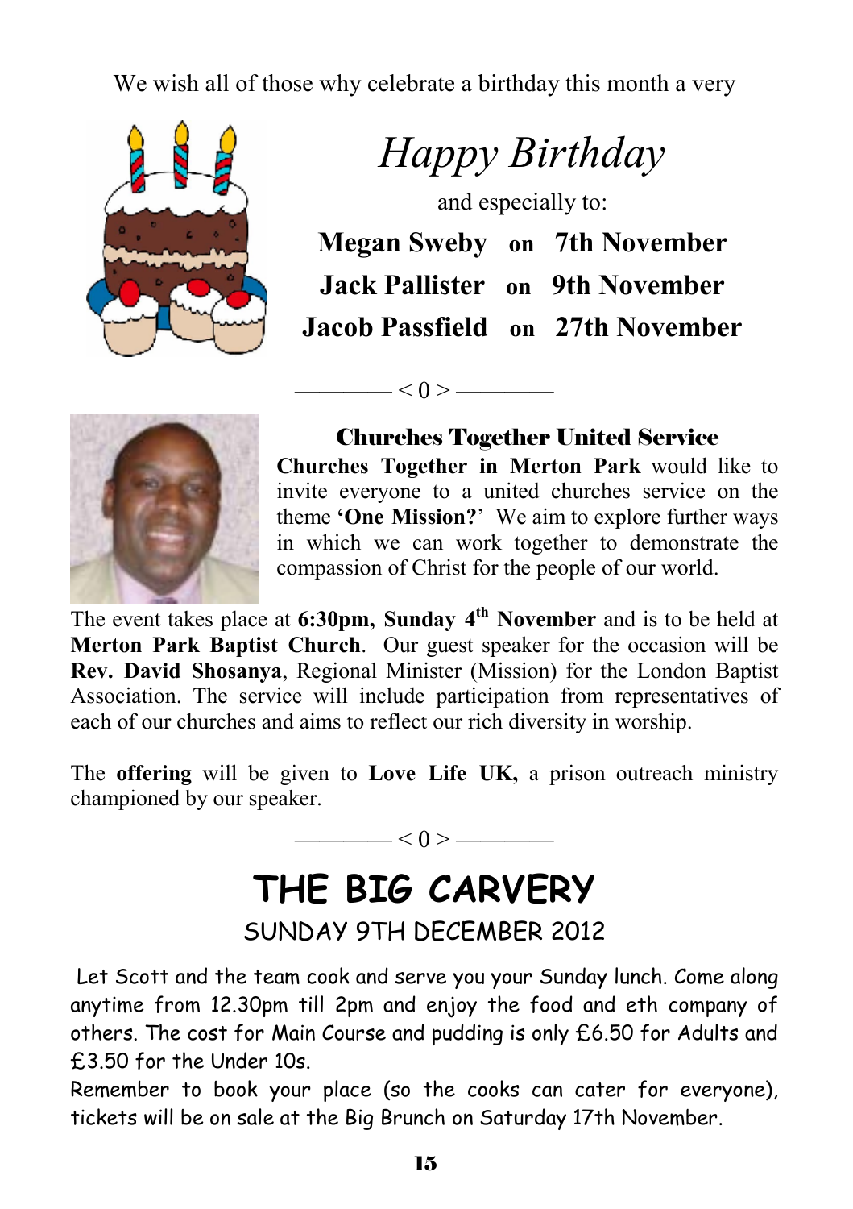We wish all of those why celebrate a birthday this month a very

# *Happy Birthday*

and especially to:

**Megan Sweby** on **7th November**
**Jack Pallister** on **9th November**
**Jacob Passfield** on **27th November**

———— < 0 > ————

## Churches Together United Service

**Churches Together in Merton Park** would like to invite everyone to a united churches service on the theme **'One Mission?**' We aim to explore further ways in which we can work together to demonstrate the compassion of Christ for the people of our world.

The event takes place at **6:30pm, Sunday 4th November** and is to be held at **Merton Park Baptist Church**. Our guest speaker for the occasion will be **Rev. David Shosanya**, Regional Minister (Mission) for the London Baptist Association. The service will include participation from representatives of each of our churches and aims to reflect our rich diversity in worship.

The **offering** will be given to **Love Life UK,** a prison outreach ministry championed by our speaker.

———— < 0 > ————

# THE BIG CARVERY

SUNDAY 9TH DECEMBER 2012

Let Scott and the team cook and serve you your Sunday lunch. Come along anytime from 12.30pm till 2pm and enjoy the food and eth company of others. The cost for Main Course and pudding is only £6.50 for Adults and £3.50 for the Under 10s.

Remember to book your place (so the cooks can cater for everyone), tickets will be on sale at the Big Brunch on Saturday 17th November.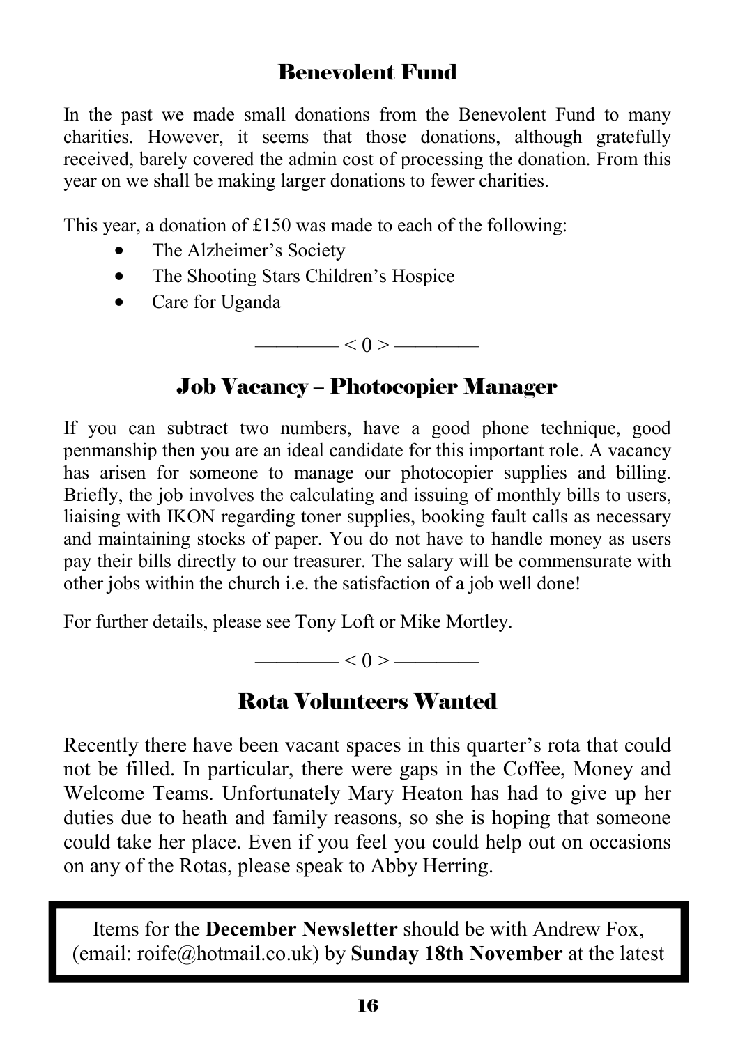## Benevolent Fund

In the past we made small donations from the Benevolent Fund to many charities. However, it seems that those donations, although gratefully received, barely covered the admin cost of processing the donation. From this year on we shall be making larger donations to fewer charities.

This year, a donation of £150 was made to each of the following:

- The Alzheimer's Society
- The Shooting Stars Children's Hospice
- Care for Uganda

———— < 0 > ————

## Job Vacancy – Photocopier Manager

If you can subtract two numbers, have a good phone technique, good penmanship then you are an ideal candidate for this important role. A vacancy has arisen for someone to manage our photocopier supplies and billing. Briefly, the job involves the calculating and issuing of monthly bills to users, liaising with IKON regarding toner supplies, booking fault calls as necessary and maintaining stocks of paper. You do not have to handle money as users pay their bills directly to our treasurer. The salary will be commensurate with other jobs within the church i.e. the satisfaction of a job well done!

For further details, please see Tony Loft or Mike Mortley.

———— < 0 > ————

## Rota Volunteers Wanted

Recently there have been vacant spaces in this quarter's rota that could not be filled. In particular, there were gaps in the Coffee, Money and Welcome Teams. Unfortunately Mary Heaton has had to give up her duties due to heath and family reasons, so she is hoping that someone could take her place. Even if you feel you could help out on occasions on any of the Rotas, please speak to Abby Herring.

Items for the **December Newsletter** should be with Andrew Fox, (email: roife@hotmail.co.uk) by **Sunday 18th November** at the latest